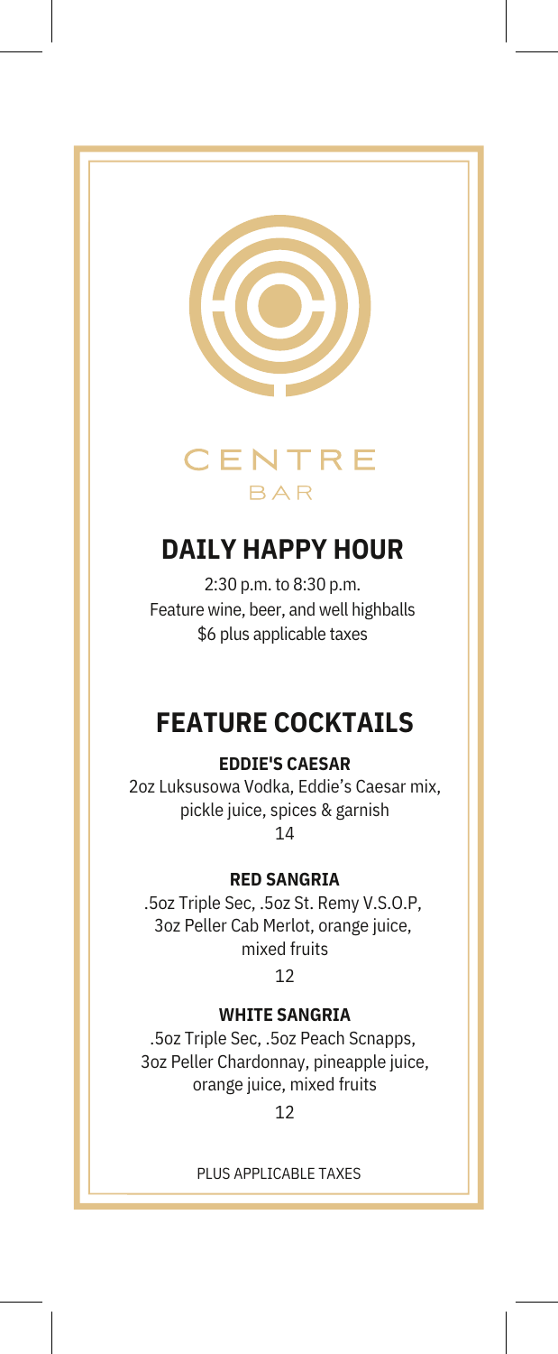# CENTRE

BAR

## DAILY HAPPY HOUR

2:30 p.m. to 8:30 p.m.
Feature wine, beer, and well highballs
$6 plus applicable taxes

## FEATURE COCKTAILS

**EDDIE'S CAESAR**

2oz Luksusowa Vodka, Eddie's Caesar mix, pickle juice, spices & garnish

14

**RED SANGRIA**

.5oz Triple Sec, .5oz St. Remy V.S.O.P, 3oz Peller Cab Merlot, orange juice, mixed fruits

12

**WHITE SANGRIA**

.5oz Triple Sec, .5oz Peach Scnapps, 3oz Peller Chardonnay, pineapple juice, orange juice, mixed fruits

12

PLUS APPLICABLE TAXES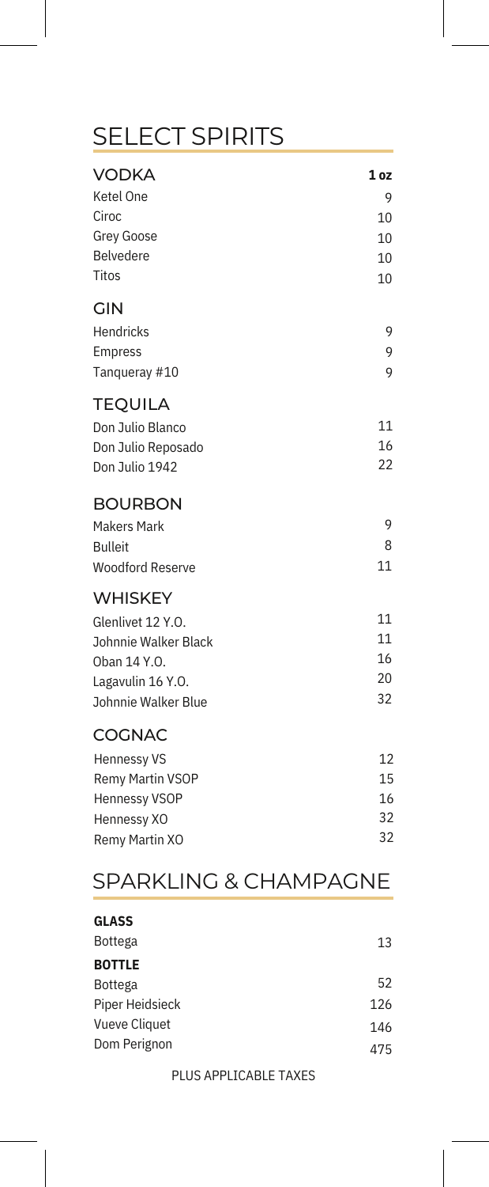# SELECT SPIRITS

| VODKA | 1 oz |
| --- | --- |
| Ketel One | 9 |
| Ciroc | 10 |
| Grey Goose | 10 |
| Belvedere | 10 |
| Titos | 10 |

| GIN | |
| --- | --- |
| Hendricks | 9 |
| Empress | 9 |
| Tanqueray #10 | 9 |

| TEQUILA | |
| --- | --- |
| Don Julio Blanco | 11 |
| Don Julio Reposado | 16 |
| Don Julio 1942 | 22 |

| BOURBON | |
| --- | --- |
| Makers Mark | 9 |
| Bulleit | 8 |
| Woodford Reserve | 11 |

| WHISKEY | |
| --- | --- |
| Glenlivet 12 Y.O. | 11 |
| Johnnie Walker Black | 11 |
| Oban 14 Y.O. | 16 |
| Lagavulin 16 Y.O. | 20 |
| Johnnie Walker Blue | 32 |

| COGNAC | |
| --- | --- |
| Hennessy VS | 12 |
| Remy Martin VSOP | 15 |
| Hennessy VSOP | 16 |
| Hennessy XO | 32 |
| Remy Martin XO | 32 |

# SPARKLING & CHAMPAGNE

| GLASS | |
| --- | --- |
| Bottega | 13 |

| BOTTLE | |
| --- | --- |
| Bottega | 52 |
| Piper Heidsieck | 126 |
| Vueve Cliquet | 146 |
| Dom Perignon | 475 |

PLUS APPLICABLE TAXES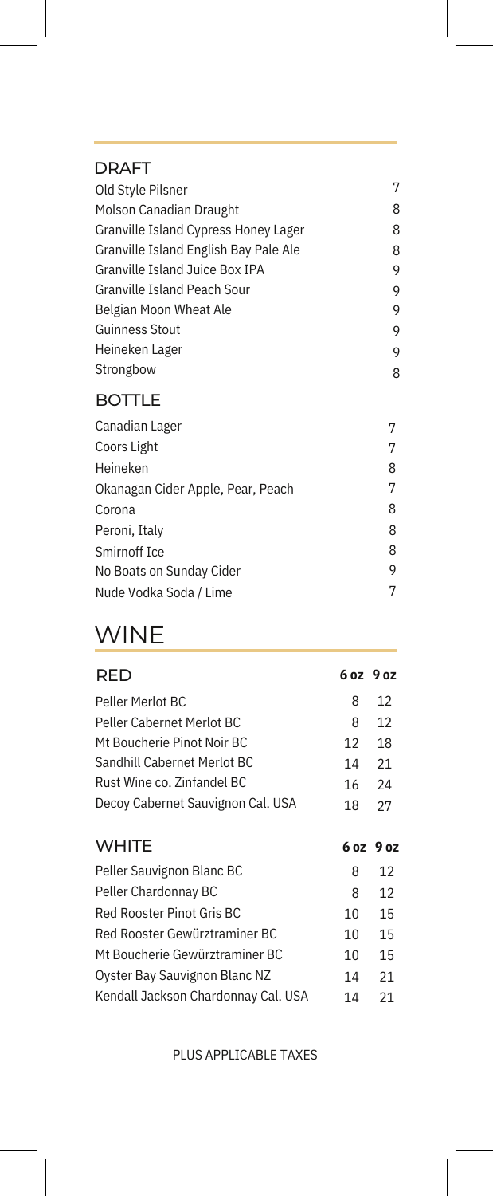## DRAFT

| | |
|---|---|
| Old Style Pilsner | 7 |
| Molson Canadian Draught | 8 |
| Granville Island Cypress Honey Lager | 8 |
| Granville Island English Bay Pale Ale | 8 |
| Granville Island Juice Box IPA | 9 |
| Granville Island Peach Sour | 9 |
| Belgian Moon Wheat Ale | 9 |
| Guinness Stout | 9 |
| Heineken Lager | 9 |
| Strongbow | 8 |

## BOTTLE

| | |
|---|---|
| Canadian Lager | 7 |
| Coors Light | 7 |
| Heineken | 8 |
| Okanagan Cider Apple, Pear, Peach | 7 |
| Corona | 8 |
| Peroni, Italy | 8 |
| Smirnoff Ice | 8 |
| No Boats on Sunday Cider | 9 |
| Nude Vodka Soda / Lime | 7 |

# WINE

| RED | 6 oz | 9 oz |
|---|---|---|
| Peller Merlot BC | 8 | 12 |
| Peller Cabernet Merlot BC | 8 | 12 |
| Mt Boucherie Pinot Noir BC | 12 | 18 |
| Sandhill Cabernet Merlot BC | 14 | 21 |
| Rust Wine co. Zinfandel BC | 16 | 24 |
| Decoy Cabernet Sauvignon Cal. USA | 18 | 27 |

| WHITE | 6 oz | 9 oz |
|---|---|---|
| Peller Sauvignon Blanc BC | 8 | 12 |
| Peller Chardonnay BC | 8 | 12 |
| Red Rooster Pinot Gris BC | 10 | 15 |
| Red Rooster Gewürztraminer BC | 10 | 15 |
| Mt Boucherie Gewürztraminer BC | 10 | 15 |
| Oyster Bay Sauvignon Blanc NZ | 14 | 21 |
| Kendall Jackson Chardonnay Cal. USA | 14 | 21 |

PLUS APPLICABLE TAXES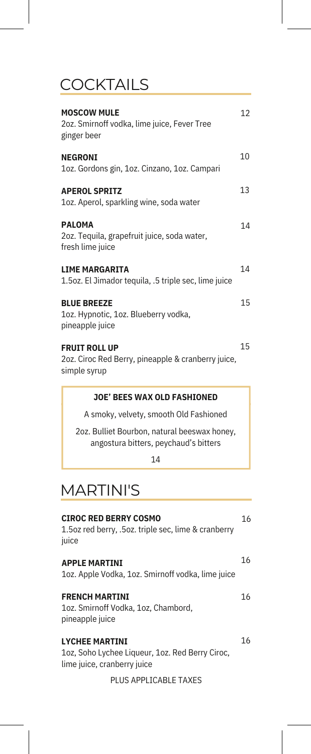# COCKTAILS

**MOSCOW MULE** 12
2oz. Smirnoff vodka, lime juice, Fever Tree ginger beer

**NEGRONI** 10
1oz. Gordons gin, 1oz. Cinzano, 1oz. Campari

**APEROL SPRITZ** 13
1oz. Aperol, sparkling wine, soda water

**PALOMA** 14
2oz. Tequila, grapefruit juice, soda water, fresh lime juice

**LIME MARGARITA** 14
1.5oz. El Jimador tequila, .5 triple sec, lime juice

**BLUE BREEZE** 15
1oz. Hypnotic, 1oz. Blueberry vodka, pineapple juice

**FRUIT ROLL UP** 15
2oz. Ciroc Red Berry, pineapple & cranberry juice, simple syrup

**JOE' BEES WAX OLD FASHIONED**

A smoky, velvety, smooth Old Fashioned

2oz. Bulliet Bourbon, natural beeswax honey, angostura bitters, peychaud's bitters

14

# MARTINI'S

**CIROC RED BERRY COSMO** 16
1.5oz red berry, .5oz. triple sec, lime & cranberry juice

**APPLE MARTINI** 16
1oz. Apple Vodka, 1oz. Smirnoff vodka, lime juice

**FRENCH MARTINI** 16
1oz. Smirnoff Vodka, 1oz, Chambord, pineapple juice

**LYCHEE MARTINI** 16
1oz, Soho Lychee Liqueur, 1oz. Red Berry Ciroc, lime juice, cranberry juice

PLUS APPLICABLE TAXES